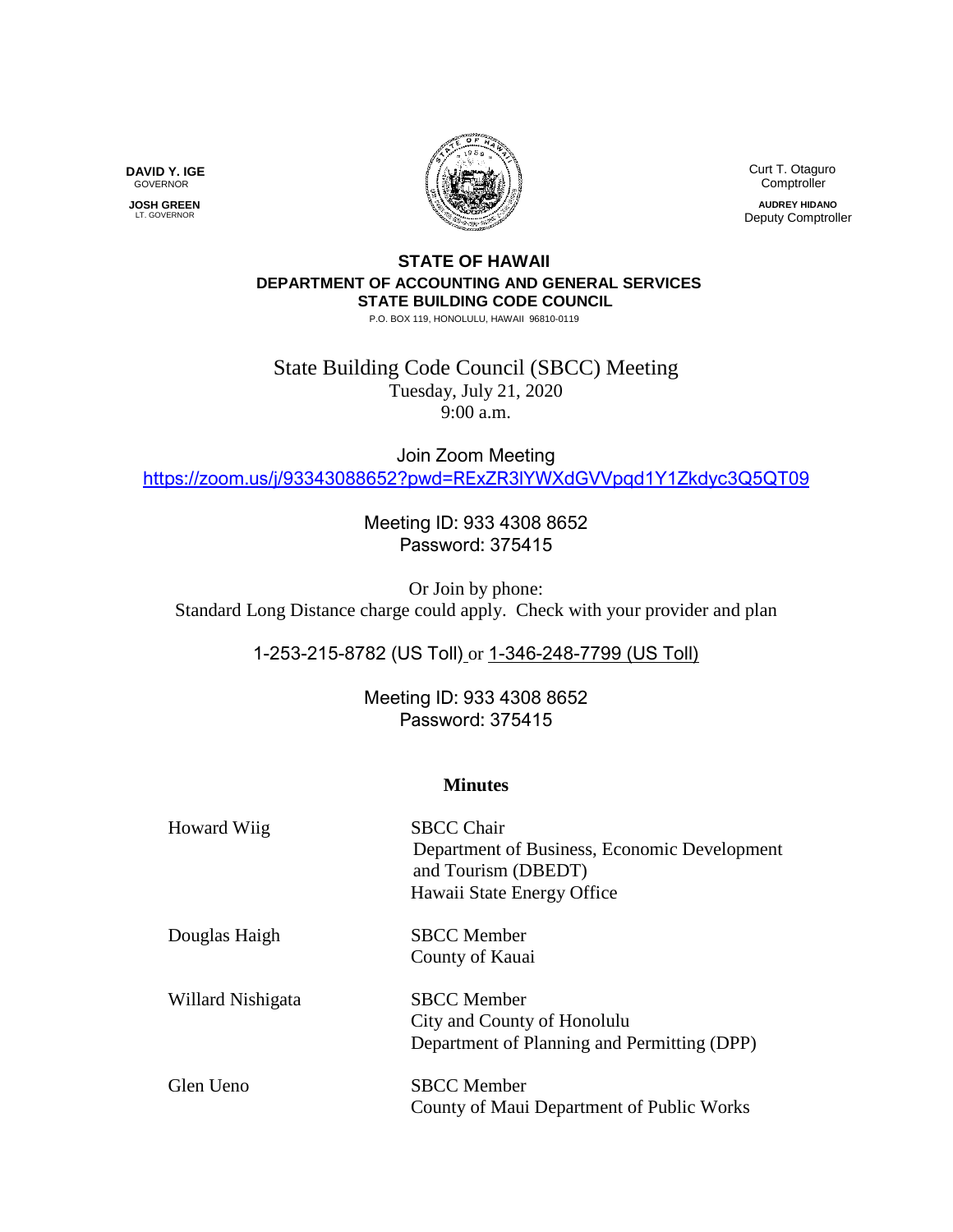**DAVID Y. IGE**
GOVERNOR

**JOSH GREEN**
LT. GOVERNOR

Curt T. Otaguro
Comptroller

**AUDREY HIDANO**
Deputy Comptroller

**STATE OF HAWAII**
**DEPARTMENT OF ACCOUNTING AND GENERAL SERVICES**
**STATE BUILDING CODE COUNCIL**
P.O. BOX 119, HONOLULU, HAWAII 96810-0119

# State Building Code Council (SBCC) Meeting

Tuesday, July 21, 2020
9:00 a.m.

Join Zoom Meeting
https://zoom.us/j/93343088652?pwd=RExZR3lYWXdGVVpqd1Y1Zkdyc3Q5QT09

Meeting ID: 933 4308 8652
Password: 375415

Or Join by phone:
Standard Long Distance charge could apply. Check with your provider and plan

1-253-215-8782 (US Toll) or 1-346-248-7799 (US Toll)

Meeting ID: 933 4308 8652
Password: 375415

## Minutes

| | |
|---|---|
| Howard Wiig | SBCC Chair<br>Department of Business, Economic Development and Tourism (DBEDT)<br>Hawaii State Energy Office |
| Douglas Haigh | SBCC Member<br>County of Kauai |
| Willard Nishigata | SBCC Member<br>City and County of Honolulu<br>Department of Planning and Permitting (DPP) |
| Glen Ueno | SBCC Member<br>County of Maui Department of Public Works |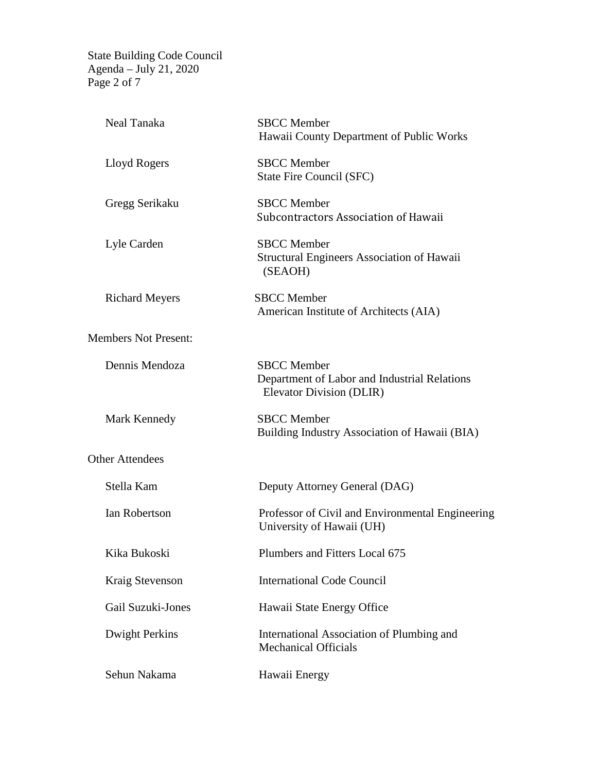| | |
|---|---|
| Neal Tanaka | SBCC Member<br>Hawaii County Department of Public Works |
| Lloyd Rogers | SBCC Member<br>State Fire Council (SFC) |
| Gregg Serikaku | SBCC Member<br>Subcontractors Association of Hawaii |
| Lyle Carden | SBCC Member<br>Structural Engineers Association of Hawaii (SEAOH) |
| Richard Meyers | SBCC Member<br>American Institute of Architects (AIA) |

Members Not Present:

| | |
|---|---|
| Dennis Mendoza | SBCC Member<br>Department of Labor and Industrial Relations Elevator Division (DLIR) |
| Mark Kennedy | SBCC Member<br>Building Industry Association of Hawaii (BIA) |

Other Attendees

| | |
|---|---|
| Stella Kam | Deputy Attorney General (DAG) |
| Ian Robertson | Professor of Civil and Environmental Engineering<br>University of Hawaii (UH) |
| Kika Bukoski | Plumbers and Fitters Local 675 |
| Kraig Stevenson | International Code Council |
| Gail Suzuki-Jones | Hawaii State Energy Office |
| Dwight Perkins | International Association of Plumbing and Mechanical Officials |
| Sehun Nakama | Hawaii Energy |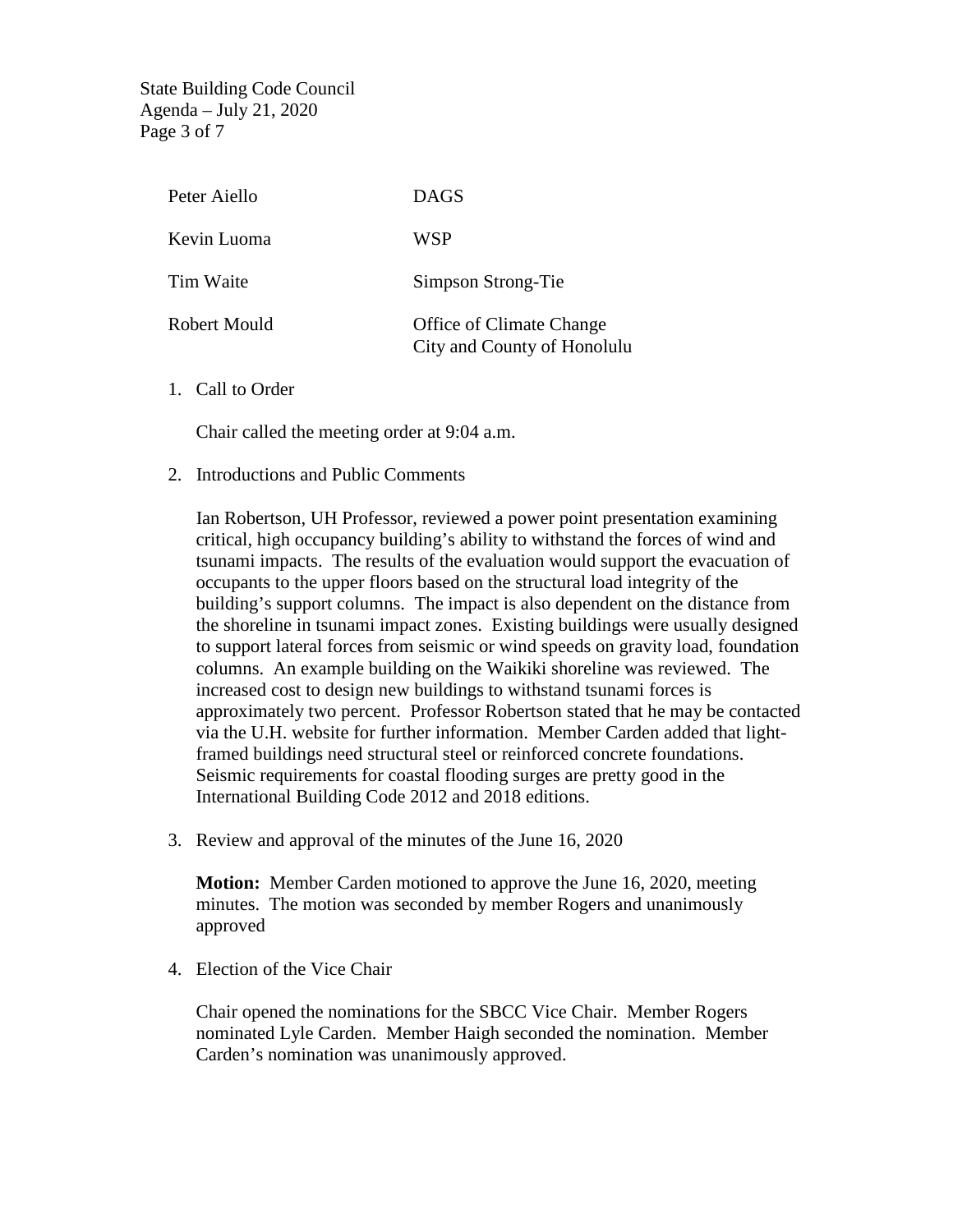| | |
|---|---|
| Peter Aiello | DAGS |
| Kevin Luoma | WSP |
| Tim Waite | Simpson Strong-Tie |
| Robert Mould | Office of Climate Change City and County of Honolulu |

1. Call to Order

   Chair called the meeting order at 9:04 a.m.

2. Introductions and Public Comments

   Ian Robertson, UH Professor, reviewed a power point presentation examining critical, high occupancy building's ability to withstand the forces of wind and tsunami impacts. The results of the evaluation would support the evacuation of occupants to the upper floors based on the structural load integrity of the building's support columns. The impact is also dependent on the distance from the shoreline in tsunami impact zones. Existing buildings were usually designed to support lateral forces from seismic or wind speeds on gravity load, foundation columns. An example building on the Waikiki shoreline was reviewed. The increased cost to design new buildings to withstand tsunami forces is approximately two percent. Professor Robertson stated that he may be contacted via the U.H. website for further information. Member Carden added that light-framed buildings need structural steel or reinforced concrete foundations. Seismic requirements for coastal flooding surges are pretty good in the International Building Code 2012 and 2018 editions.

3. Review and approval of the minutes of the June 16, 2020

   **Motion:** Member Carden motioned to approve the June 16, 2020, meeting minutes. The motion was seconded by member Rogers and unanimously approved

4. Election of the Vice Chair

   Chair opened the nominations for the SBCC Vice Chair. Member Rogers nominated Lyle Carden. Member Haigh seconded the nomination. Member Carden's nomination was unanimously approved.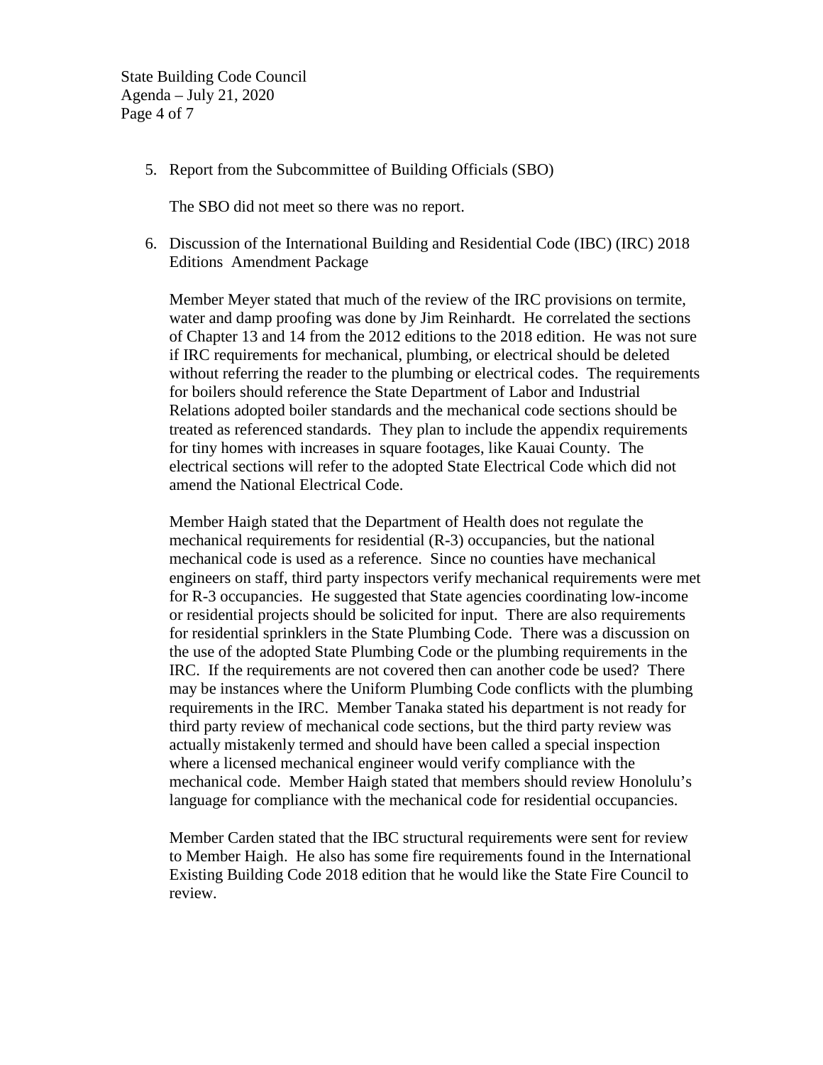5. Report from the Subcommittee of Building Officials (SBO)

   The SBO did not meet so there was no report.

6. Discussion of the International Building and Residential Code (IBC) (IRC) 2018 Editions Amendment Package

   Member Meyer stated that much of the review of the IRC provisions on termite, water and damp proofing was done by Jim Reinhardt. He correlated the sections of Chapter 13 and 14 from the 2012 editions to the 2018 edition. He was not sure if IRC requirements for mechanical, plumbing, or electrical should be deleted without referring the reader to the plumbing or electrical codes. The requirements for boilers should reference the State Department of Labor and Industrial Relations adopted boiler standards and the mechanical code sections should be treated as referenced standards. They plan to include the appendix requirements for tiny homes with increases in square footages, like Kauai County. The electrical sections will refer to the adopted State Electrical Code which did not amend the National Electrical Code.

   Member Haigh stated that the Department of Health does not regulate the mechanical requirements for residential (R-3) occupancies, but the national mechanical code is used as a reference. Since no counties have mechanical engineers on staff, third party inspectors verify mechanical requirements were met for R-3 occupancies. He suggested that State agencies coordinating low-income or residential projects should be solicited for input. There are also requirements for residential sprinklers in the State Plumbing Code. There was a discussion on the use of the adopted State Plumbing Code or the plumbing requirements in the IRC. If the requirements are not covered then can another code be used? There may be instances where the Uniform Plumbing Code conflicts with the plumbing requirements in the IRC. Member Tanaka stated his department is not ready for third party review of mechanical code sections, but the third party review was actually mistakenly termed and should have been called a special inspection where a licensed mechanical engineer would verify compliance with the mechanical code. Member Haigh stated that members should review Honolulu's language for compliance with the mechanical code for residential occupancies.

   Member Carden stated that the IBC structural requirements were sent for review to Member Haigh. He also has some fire requirements found in the International Existing Building Code 2018 edition that he would like the State Fire Council to review.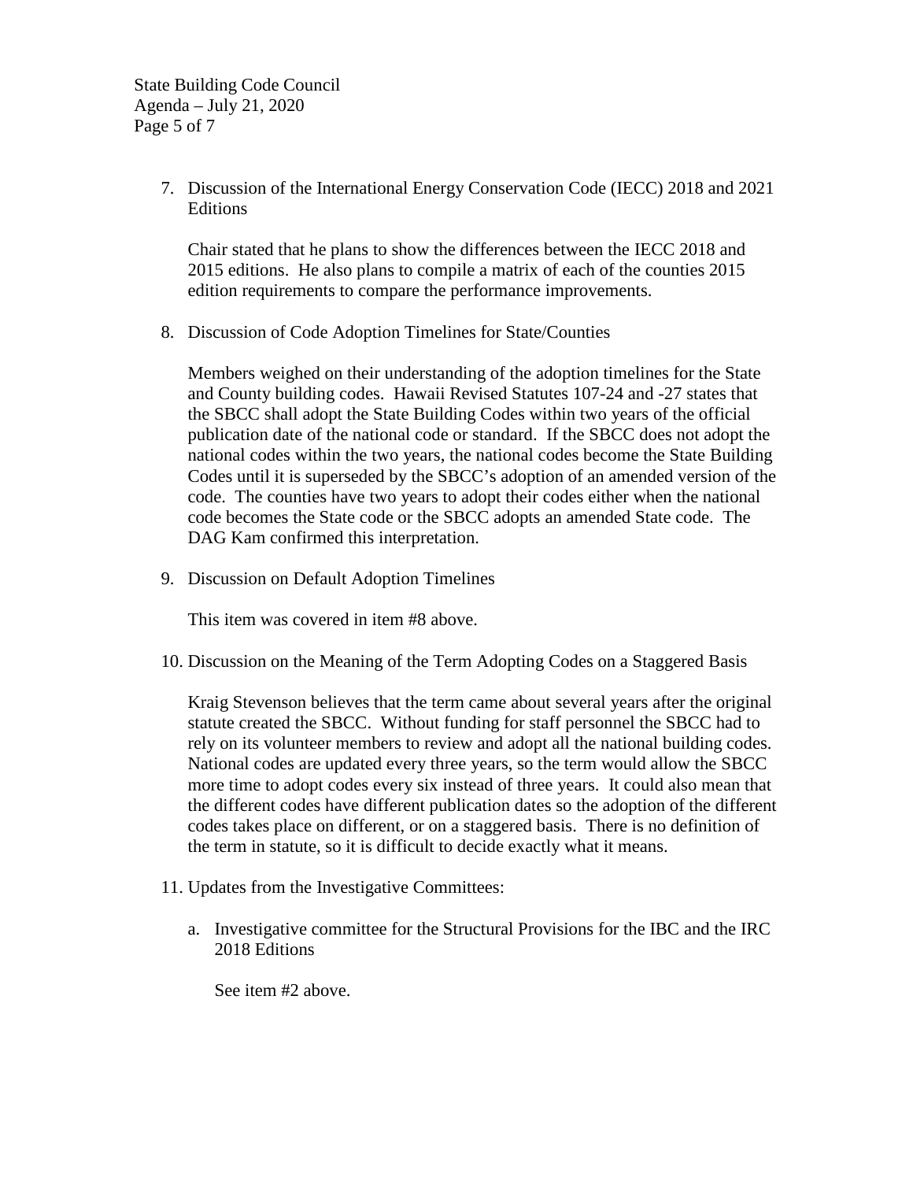7. Discussion of the International Energy Conservation Code (IECC) 2018 and 2021 Editions

   Chair stated that he plans to show the differences between the IECC 2018 and 2015 editions. He also plans to compile a matrix of each of the counties 2015 edition requirements to compare the performance improvements.

8. Discussion of Code Adoption Timelines for State/Counties

   Members weighed on their understanding of the adoption timelines for the State and County building codes. Hawaii Revised Statutes 107-24 and -27 states that the SBCC shall adopt the State Building Codes within two years of the official publication date of the national code or standard. If the SBCC does not adopt the national codes within the two years, the national codes become the State Building Codes until it is superseded by the SBCC's adoption of an amended version of the code. The counties have two years to adopt their codes either when the national code becomes the State code or the SBCC adopts an amended State code. The DAG Kam confirmed this interpretation.

9. Discussion on Default Adoption Timelines

   This item was covered in item #8 above.

10. Discussion on the Meaning of the Term Adopting Codes on a Staggered Basis

    Kraig Stevenson believes that the term came about several years after the original statute created the SBCC. Without funding for staff personnel the SBCC had to rely on its volunteer members to review and adopt all the national building codes. National codes are updated every three years, so the term would allow the SBCC more time to adopt codes every six instead of three years. It could also mean that the different codes have different publication dates so the adoption of the different codes takes place on different, or on a staggered basis. There is no definition of the term in statute, so it is difficult to decide exactly what it means.

11. Updates from the Investigative Committees:

    a. Investigative committee for the Structural Provisions for the IBC and the IRC 2018 Editions

       See item #2 above.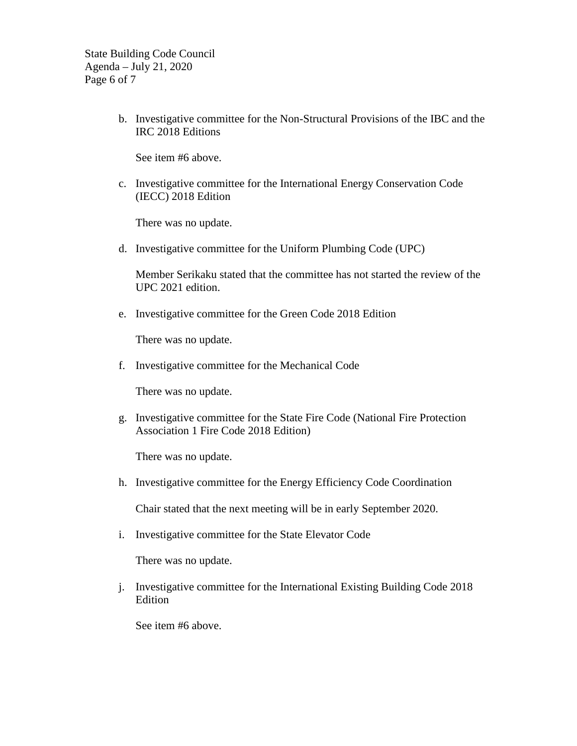b. Investigative committee for the Non-Structural Provisions of the IBC and the IRC 2018 Editions

   See item #6 above.

c. Investigative committee for the International Energy Conservation Code (IECC) 2018 Edition

   There was no update.

d. Investigative committee for the Uniform Plumbing Code (UPC)

   Member Serikaku stated that the committee has not started the review of the UPC 2021 edition.

e. Investigative committee for the Green Code 2018 Edition

   There was no update.

f. Investigative committee for the Mechanical Code

   There was no update.

g. Investigative committee for the State Fire Code (National Fire Protection Association 1 Fire Code 2018 Edition)

   There was no update.

h. Investigative committee for the Energy Efficiency Code Coordination

   Chair stated that the next meeting will be in early September 2020.

i. Investigative committee for the State Elevator Code

   There was no update.

j. Investigative committee for the International Existing Building Code 2018 Edition

   See item #6 above.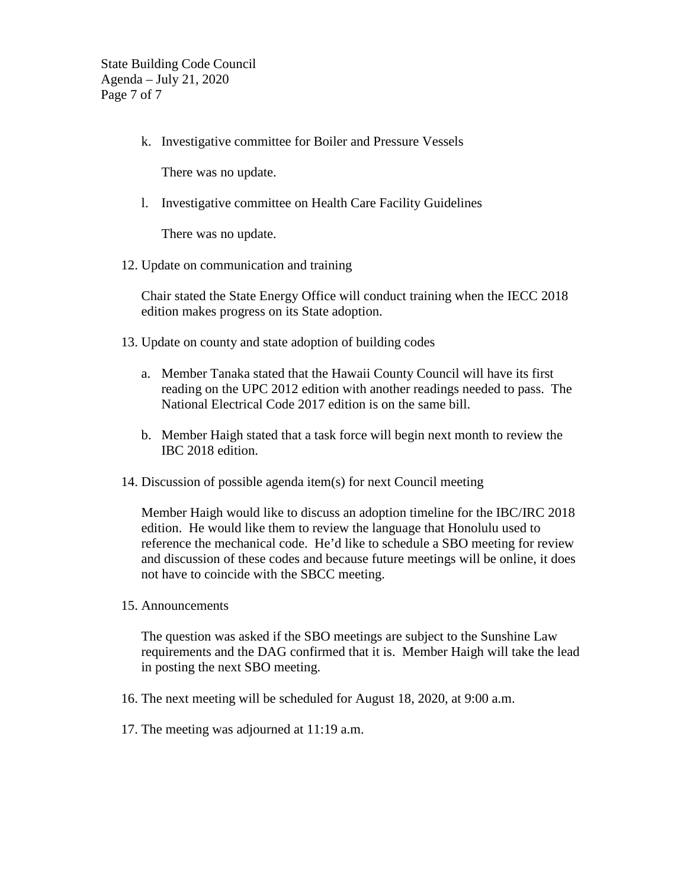k. Investigative committee for Boiler and Pressure Vessels

   There was no update.

l. Investigative committee on Health Care Facility Guidelines

   There was no update.

12. Update on communication and training

    Chair stated the State Energy Office will conduct training when the IECC 2018 edition makes progress on its State adoption.

13. Update on county and state adoption of building codes

    a. Member Tanaka stated that the Hawaii County Council will have its first reading on the UPC 2012 edition with another readings needed to pass. The National Electrical Code 2017 edition is on the same bill.

    b. Member Haigh stated that a task force will begin next month to review the IBC 2018 edition.

14. Discussion of possible agenda item(s) for next Council meeting

    Member Haigh would like to discuss an adoption timeline for the IBC/IRC 2018 edition. He would like them to review the language that Honolulu used to reference the mechanical code. He'd like to schedule a SBO meeting for review and discussion of these codes and because future meetings will be online, it does not have to coincide with the SBCC meeting.

15. Announcements

    The question was asked if the SBO meetings are subject to the Sunshine Law requirements and the DAG confirmed that it is. Member Haigh will take the lead in posting the next SBO meeting.

16. The next meeting will be scheduled for August 18, 2020, at 9:00 a.m.

17. The meeting was adjourned at 11:19 a.m.